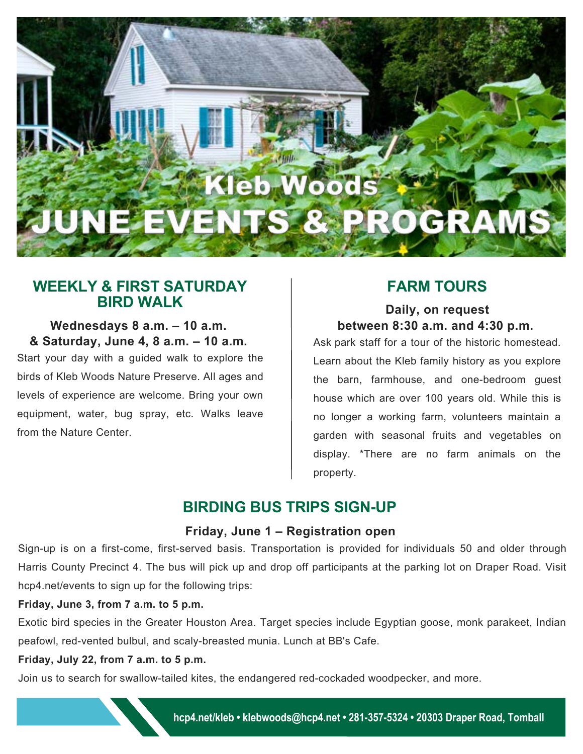# Kleb Woods JUNE EVENTS & PROGRAMS

## WEEKLY & FIRST SATURDAY BIRD WALK

**Wednesdays 8 a.m. – 10 a.m. & Saturday, June 4, 8 a.m. – 10 a.m.**

Start your day with a guided walk to explore the birds of Kleb Woods Nature Preserve. All ages and levels of experience are welcome. Bring your own equipment, water, bug spray, etc. Walks leave from the Nature Center.

## FARM TOURS

**Daily, on request between 8:30 a.m. and 4:30 p.m.**

Ask park staff for a tour of the historic homestead. Learn about the Kleb family history as you explore the barn, farmhouse, and one-bedroom guest house which are over 100 years old. While this is no longer a working farm, volunteers maintain a garden with seasonal fruits and vegetables on display. *There are no farm animals on the property.

## BIRDING BUS TRIPS SIGN-UP

**Friday, June 1 – Registration open**

Sign-up is on a first-come, first-served basis. Transportation is provided for individuals 50 and older through Harris County Precinct 4. The bus will pick up and drop off participants at the parking lot on Draper Road. Visit hcp4.net/events to sign up for the following trips:

**Friday, June 3, from 7 a.m. to 5 p.m.**

Exotic bird species in the Greater Houston Area. Target species include Egyptian goose, monk parakeet, Indian peafowl, red-vented bulbul, and scaly-breasted munia. Lunch at BB's Cafe.

**Friday, July 22, from 7 a.m. to 5 p.m.**

Join us to search for swallow-tailed kites, the endangered red-cockaded woodpecker, and more.

hcp4.net/kleb • klebwoods@hcp4.net • 281-357-5324 • 20303 Draper Road, Tomball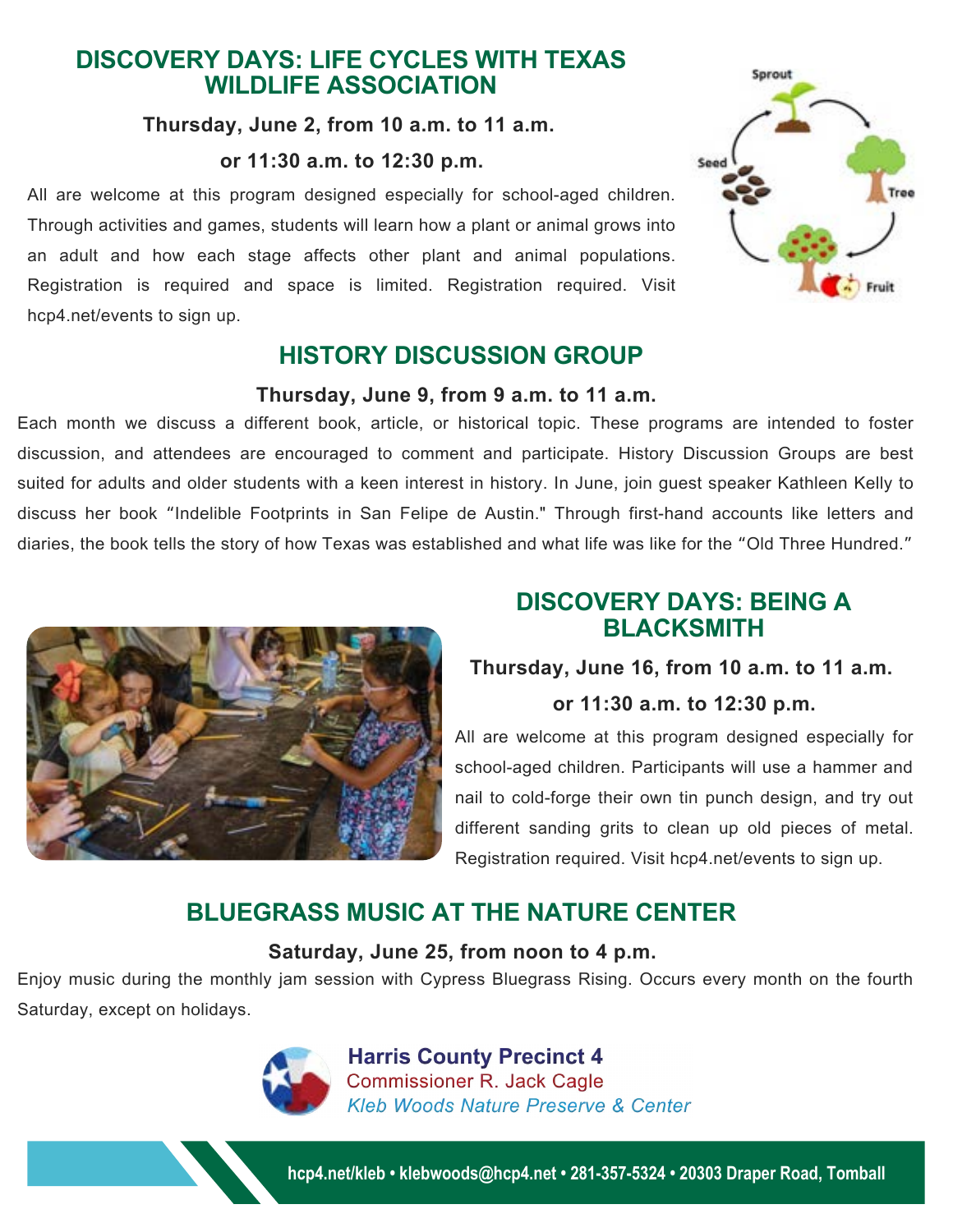## DISCOVERY DAYS: LIFE CYCLES WITH TEXAS WILDLIFE ASSOCIATION

**Thursday, June 2, from 10 a.m. to 11 a.m.**

**or 11:30 a.m. to 12:30 p.m.**

All are welcome at this program designed especially for school-aged children. Through activities and games, students will learn how a plant or animal grows into an adult and how each stage affects other plant and animal populations. Registration is required and space is limited. Registration required. Visit hcp4.net/events to sign up.

## HISTORY DISCUSSION GROUP

**Thursday, June 9, from 9 a.m. to 11 a.m.**

Each month we discuss a different book, article, or historical topic. These programs are intended to foster discussion, and attendees are encouraged to comment and participate. History Discussion Groups are best suited for adults and older students with a keen interest in history. In June, join guest speaker Kathleen Kelly to discuss her book "Indelible Footprints in San Felipe de Austin." Through first-hand accounts like letters and diaries, the book tells the story of how Texas was established and what life was like for the "Old Three Hundred."

## DISCOVERY DAYS: BEING A BLACKSMITH

**Thursday, June 16, from 10 a.m. to 11 a.m.**

**or 11:30 a.m. to 12:30 p.m.**

All are welcome at this program designed especially for school-aged children. Participants will use a hammer and nail to cold-forge their own tin punch design, and try out different sanding grits to clean up old pieces of metal. Registration required. Visit hcp4.net/events to sign up.

## BLUEGRASS MUSIC AT THE NATURE CENTER

**Saturday, June 25, from noon to 4 p.m.**

Enjoy music during the monthly jam session with Cypress Bluegrass Rising. Occurs every month on the fourth Saturday, except on holidays.

**Harris County Precinct 4**
Commissioner R. Jack Cagle
*Kleb Woods Nature Preserve & Center*

**hcp4.net/kleb • klebwoods@hcp4.net • 281-357-5324 • 20303 Draper Road, Tomball**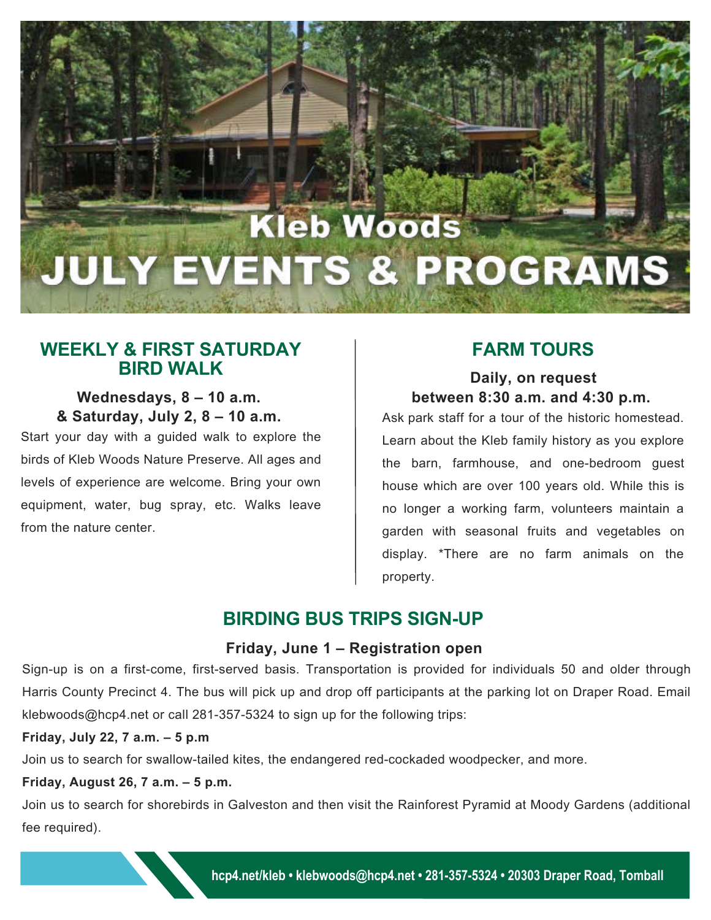# Kleb Woods JULY EVENTS & PROGRAMS

## WEEKLY & FIRST SATURDAY BIRD WALK

**Wednesdays, 8 – 10 a.m. & Saturday, July 2, 8 – 10 a.m.**

Start your day with a guided walk to explore the birds of Kleb Woods Nature Preserve. All ages and levels of experience are welcome. Bring your own equipment, water, bug spray, etc. Walks leave from the nature center.

## FARM TOURS

**Daily, on request between 8:30 a.m. and 4:30 p.m.**

Ask park staff for a tour of the historic homestead. Learn about the Kleb family history as you explore the barn, farmhouse, and one-bedroom guest house which are over 100 years old. While this is no longer a working farm, volunteers maintain a garden with seasonal fruits and vegetables on display. *There are no farm animals on the property.

## BIRDING BUS TRIPS SIGN-UP

**Friday, June 1 – Registration open**

Sign-up is on a first-come, first-served basis. Transportation is provided for individuals 50 and older through Harris County Precinct 4. The bus will pick up and drop off participants at the parking lot on Draper Road. Email klebwoods@hcp4.net or call 281-357-5324 to sign up for the following trips:

**Friday, July 22, 7 a.m. – 5 p.m**

Join us to search for swallow-tailed kites, the endangered red-cockaded woodpecker, and more.

**Friday, August 26, 7 a.m. – 5 p.m.**

Join us to search for shorebirds in Galveston and then visit the Rainforest Pyramid at Moody Gardens (additional fee required).

hcp4.net/kleb • klebwoods@hcp4.net • 281-357-5324 • 20303 Draper Road, Tomball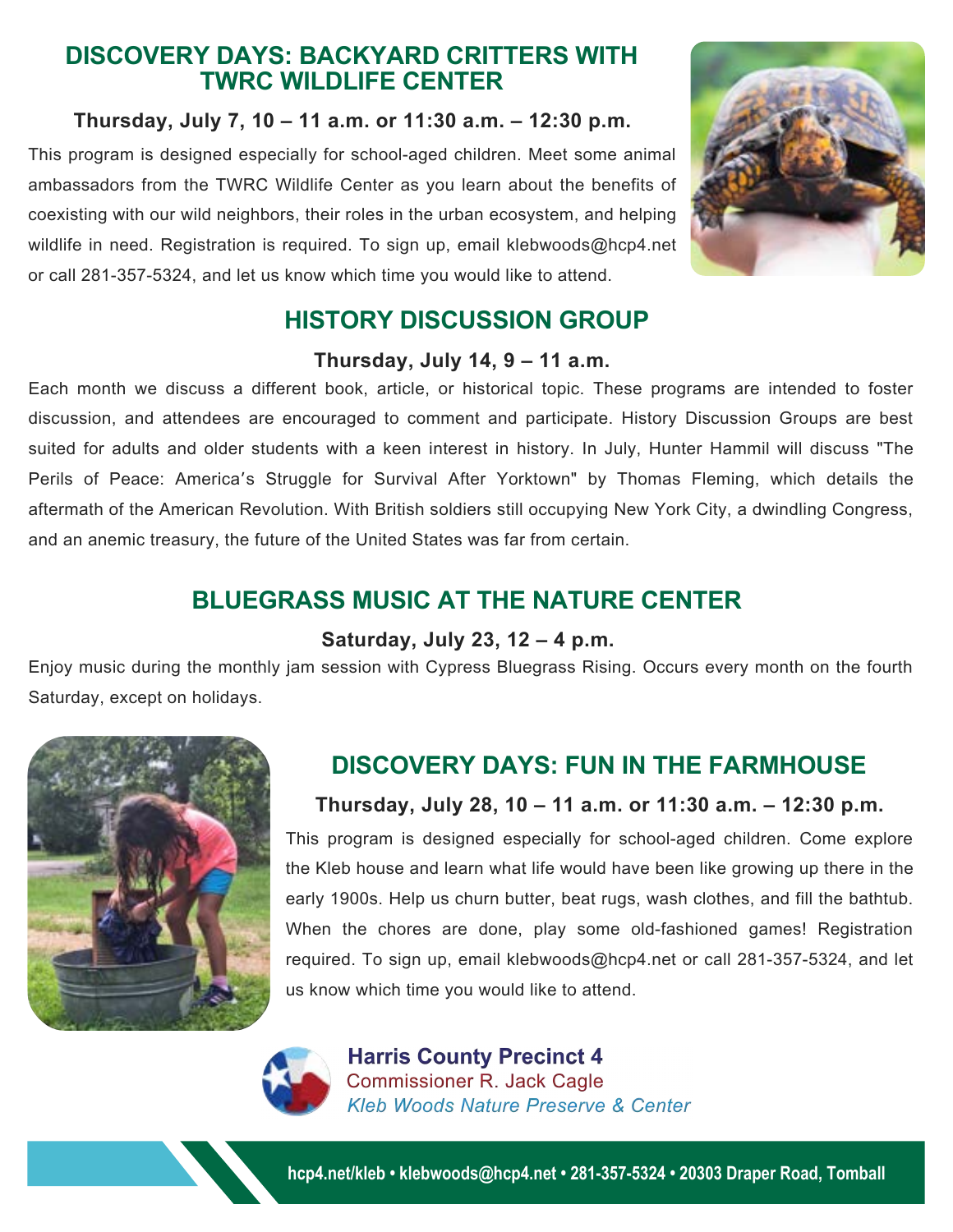## DISCOVERY DAYS: BACKYARD CRITTERS WITH TWRC WILDLIFE CENTER

**Thursday, July 7, 10 – 11 a.m. or 11:30 a.m. – 12:30 p.m.**

This program is designed especially for school-aged children. Meet some animal ambassadors from the TWRC Wildlife Center as you learn about the benefits of coexisting with our wild neighbors, their roles in the urban ecosystem, and helping wildlife in need. Registration is required. To sign up, email klebwoods@hcp4.net or call 281-357-5324, and let us know which time you would like to attend.

## HISTORY DISCUSSION GROUP

**Thursday, July 14, 9 – 11 a.m.**

Each month we discuss a different book, article, or historical topic. These programs are intended to foster discussion, and attendees are encouraged to comment and participate. History Discussion Groups are best suited for adults and older students with a keen interest in history. In July, Hunter Hammil will discuss "The Perils of Peace: America's Struggle for Survival After Yorktown" by Thomas Fleming, which details the aftermath of the American Revolution. With British soldiers still occupying New York City, a dwindling Congress, and an anemic treasury, the future of the United States was far from certain.

## BLUEGRASS MUSIC AT THE NATURE CENTER

**Saturday, July 23, 12 – 4 p.m.**

Enjoy music during the monthly jam session with Cypress Bluegrass Rising. Occurs every month on the fourth Saturday, except on holidays.

## DISCOVERY DAYS: FUN IN THE FARMHOUSE

**Thursday, July 28, 10 – 11 a.m. or 11:30 a.m. – 12:30 p.m.**

This program is designed especially for school-aged children. Come explore the Kleb house and learn what life would have been like growing up there in the early 1900s. Help us churn butter, beat rugs, wash clothes, and fill the bathtub. When the chores are done, play some old-fashioned games! Registration required. To sign up, email klebwoods@hcp4.net or call 281-357-5324, and let us know which time you would like to attend.

**Harris County Precinct 4**
Commissioner R. Jack Cagle
*Kleb Woods Nature Preserve & Center*

**hcp4.net/kleb • klebwoods@hcp4.net • 281-357-5324 • 20303 Draper Road, Tomball**